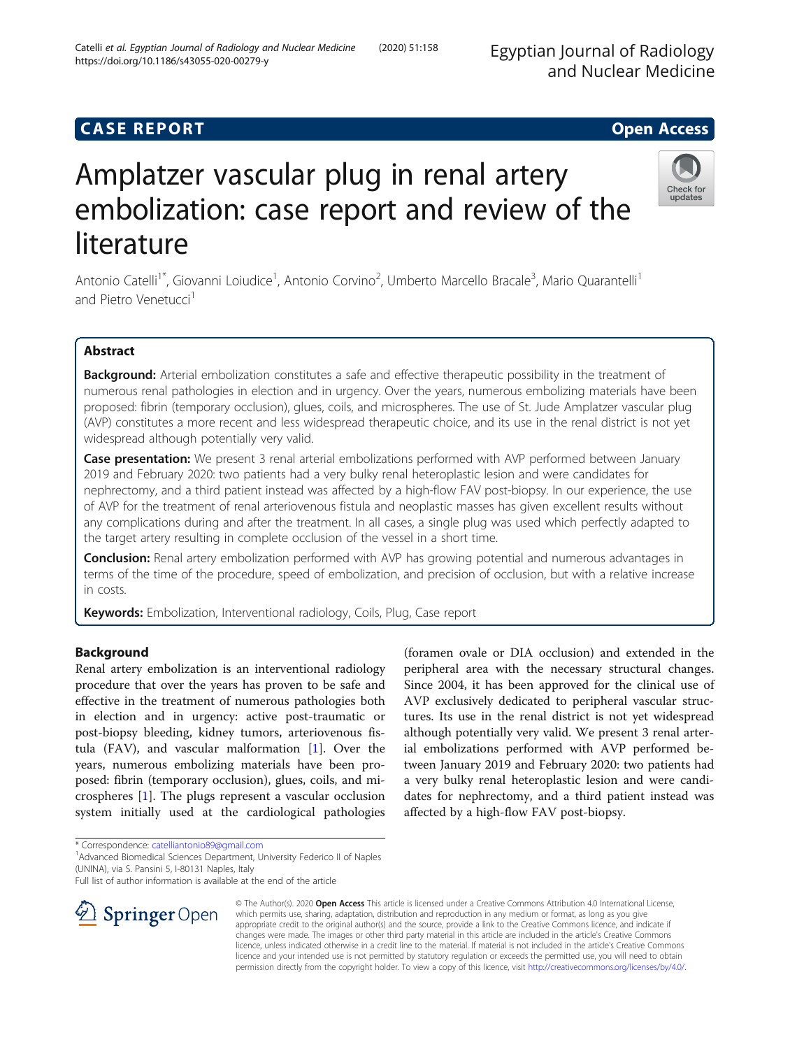CASE REPORT

Open Access

# Amplatzer vascular plug in renal artery embolization: case report and review of the literature

Antonio Catelli[1*], Giovanni Loiudice[1], Antonio Corvino[2], Umberto Marcello Bracale[3], Mario Quarantelli[1] and Pietro Venetucci[1]

## Abstract

**Background:** Arterial embolization constitutes a safe and effective therapeutic possibility in the treatment of numerous renal pathologies in election and in urgency. Over the years, numerous embolizing materials have been proposed: fibrin (temporary occlusion), glues, coils, and microspheres. The use of St. Jude Amplatzer vascular plug (AVP) constitutes a more recent and less widespread therapeutic choice, and its use in the renal district is not yet widespread although potentially very valid.

**Case presentation:** We present 3 renal arterial embolizations performed with AVP performed between January 2019 and February 2020: two patients had a very bulky renal heteroplastic lesion and were candidates for nephrectomy, and a third patient instead was affected by a high-flow FAV post-biopsy. In our experience, the use of AVP for the treatment of renal arteriovenous fistula and neoplastic masses has given excellent results without any complications during and after the treatment. In all cases, a single plug was used which perfectly adapted to the target artery resulting in complete occlusion of the vessel in a short time.

**Conclusion:** Renal artery embolization performed with AVP has growing potential and numerous advantages in terms of the time of the procedure, speed of embolization, and precision of occlusion, but with a relative increase in costs.

**Keywords:** Embolization, Interventional radiology, Coils, Plug, Case report

## Background

Renal artery embolization is an interventional radiology procedure that over the years has proven to be safe and effective in the treatment of numerous pathologies both in election and in urgency: active post-traumatic or post-biopsy bleeding, kidney tumors, arteriovenous fistula (FAV), and vascular malformation [1]. Over the years, numerous embolizing materials have been proposed: fibrin (temporary occlusion), glues, coils, and microspheres [1]. The plugs represent a vascular occlusion system initially used at the cardiological pathologies (foramen ovale or DIA occlusion) and extended in the peripheral area with the necessary structural changes. Since 2004, it has been approved for the clinical use of AVP exclusively dedicated to peripheral vascular structures. Its use in the renal district is not yet widespread although potentially very valid. We present 3 renal arterial embolizations performed with AVP performed between January 2019 and February 2020: two patients had a very bulky renal heteroplastic lesion and were candidates for nephrectomy, and a third patient instead was affected by a high-flow FAV post-biopsy.

\* Correspondence: catelliantonio89@gmail.com

[1]Advanced Biomedical Sciences Department, University Federico II of Naples (UNINA), via S. Pansini 5, I-80131 Naples, Italy

Full list of author information is available at the end of the article

© The Author(s). 2020 **Open Access** This article is licensed under a Creative Commons Attribution 4.0 International License, which permits use, sharing, adaptation, distribution and reproduction in any medium or format, as long as you give appropriate credit to the original author(s) and the source, provide a link to the Creative Commons licence, and indicate if changes were made. The images or other third party material in this article are included in the article's Creative Commons licence, unless indicated otherwise in a credit line to the material. If material is not included in the article's Creative Commons licence and your intended use is not permitted by statutory regulation or exceeds the permitted use, you will need to obtain permission directly from the copyright holder. To view a copy of this licence, visit http://creativecommons.org/licenses/by/4.0/.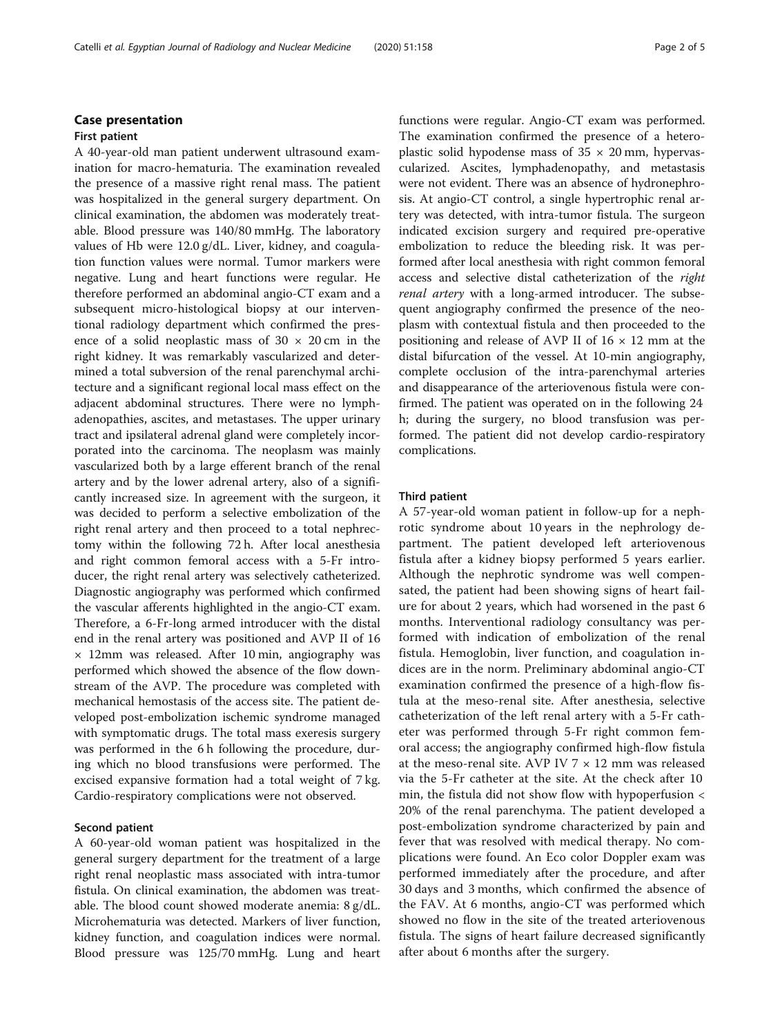## Case presentation

### First patient

A 40-year-old man patient underwent ultrasound examination for macro-hematuria. The examination revealed the presence of a massive right renal mass. The patient was hospitalized in the general surgery department. On clinical examination, the abdomen was moderately treatable. Blood pressure was 140/80 mmHg. The laboratory values of Hb were 12.0 g/dL. Liver, kidney, and coagulation function values were normal. Tumor markers were negative. Lung and heart functions were regular. He therefore performed an abdominal angio-CT exam and a subsequent micro-histological biopsy at our interventional radiology department which confirmed the presence of a solid neoplastic mass of 30 × 20 cm in the right kidney. It was remarkably vascularized and determined a total subversion of the renal parenchymal architecture and a significant regional local mass effect on the adjacent abdominal structures. There were no lymphadenopathies, ascites, and metastases. The upper urinary tract and ipsilateral adrenal gland were completely incorporated into the carcinoma. The neoplasm was mainly vascularized both by a large efferent branch of the renal artery and by the lower adrenal artery, also of a significantly increased size. In agreement with the surgeon, it was decided to perform a selective embolization of the right renal artery and then proceed to a total nephrectomy within the following 72 h. After local anesthesia and right common femoral access with a 5-Fr introducer, the right renal artery was selectively catheterized. Diagnostic angiography was performed which confirmed the vascular afferents highlighted in the angio-CT exam. Therefore, a 6-Fr-long armed introducer with the distal end in the renal artery was positioned and AVP II of 16 × 12mm was released. After 10 min, angiography was performed which showed the absence of the flow downstream of the AVP. The procedure was completed with mechanical hemostasis of the access site. The patient developed post-embolization ischemic syndrome managed with symptomatic drugs. The total mass exeresis surgery was performed in the 6 h following the procedure, during which no blood transfusions were performed. The excised expansive formation had a total weight of 7 kg. Cardio-respiratory complications were not observed.

### Second patient

A 60-year-old woman patient was hospitalized in the general surgery department for the treatment of a large right renal neoplastic mass associated with intra-tumor fistula. On clinical examination, the abdomen was treatable. The blood count showed moderate anemia: 8 g/dL. Microhematuria was detected. Markers of liver function, kidney function, and coagulation indices were normal. Blood pressure was 125/70 mmHg. Lung and heart functions were regular. Angio-CT exam was performed. The examination confirmed the presence of a heteroplastic solid hypodense mass of 35 × 20 mm, hypervascularized. Ascites, lymphadenopathy, and metastasis were not evident. There was an absence of hydronephrosis. At angio-CT control, a single hypertrophic renal artery was detected, with intra-tumor fistula. The surgeon indicated excision surgery and required pre-operative embolization to reduce the bleeding risk. It was performed after local anesthesia with right common femoral access and selective distal catheterization of the *right renal artery* with a long-armed introducer. The subsequent angiography confirmed the presence of the neoplasm with contextual fistula and then proceeded to the positioning and release of AVP II of 16 × 12 mm at the distal bifurcation of the vessel. At 10-min angiography, complete occlusion of the intra-parenchymal arteries and disappearance of the arteriovenous fistula were confirmed. The patient was operated on in the following 24 h; during the surgery, no blood transfusion was performed. The patient did not develop cardio-respiratory complications.

### Third patient

A 57-year-old woman patient in follow-up for a nephrotic syndrome about 10 years in the nephrology department. The patient developed left arteriovenous fistula after a kidney biopsy performed 5 years earlier. Although the nephrotic syndrome was well compensated, the patient had been showing signs of heart failure for about 2 years, which had worsened in the past 6 months. Interventional radiology consultancy was performed with indication of embolization of the renal fistula. Hemoglobin, liver function, and coagulation indices are in the norm. Preliminary abdominal angio-CT examination confirmed the presence of a high-flow fistula at the meso-renal site. After anesthesia, selective catheterization of the left renal artery with a 5-Fr catheter was performed through 5-Fr right common femoral access; the angiography confirmed high-flow fistula at the meso-renal site. AVP IV 7 × 12 mm was released via the 5-Fr catheter at the site. At the check after 10 min, the fistula did not show flow with hypoperfusion < 20% of the renal parenchyma. The patient developed a post-embolization syndrome characterized by pain and fever that was resolved with medical therapy. No complications were found. An Eco color Doppler exam was performed immediately after the procedure, and after 30 days and 3 months, which confirmed the absence of the FAV. At 6 months, angio-CT was performed which showed no flow in the site of the treated arteriovenous fistula. The signs of heart failure decreased significantly after about 6 months after the surgery.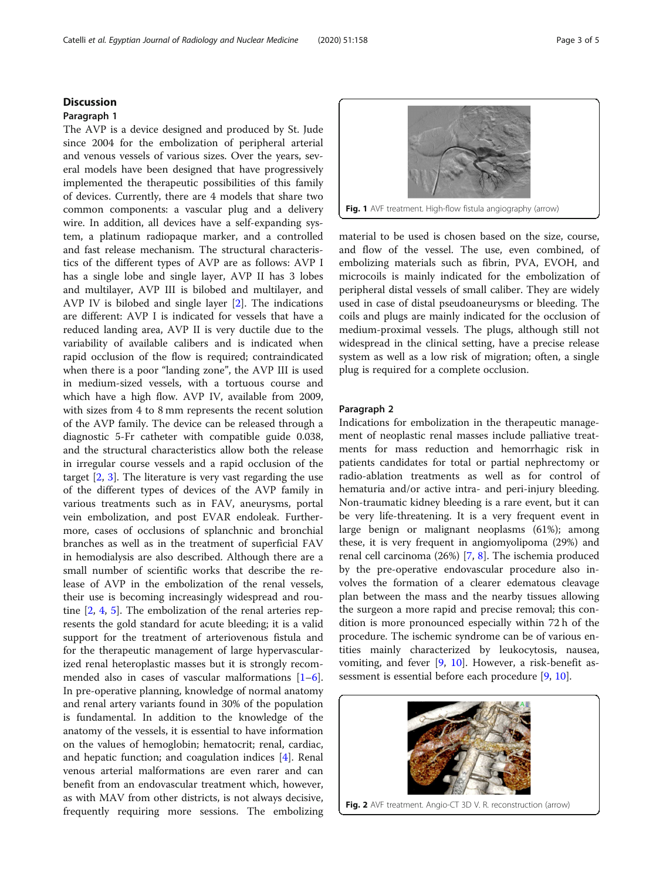## Discussion

### Paragraph 1

The AVP is a device designed and produced by St. Jude since 2004 for the embolization of peripheral arterial and venous vessels of various sizes. Over the years, several models have been designed that have progressively implemented the therapeutic possibilities of this family of devices. Currently, there are 4 models that share two common components: a vascular plug and a delivery wire. In addition, all devices have a self-expanding system, a platinum radiopaque marker, and a controlled and fast release mechanism. The structural characteristics of the different types of AVP are as follows: AVP I has a single lobe and single layer, AVP II has 3 lobes and multilayer, AVP III is bilobed and multilayer, and AVP IV is bilobed and single layer [2]. The indications are different: AVP I is indicated for vessels that have a reduced landing area, AVP II is very ductile due to the variability of available calibers and is indicated when rapid occlusion of the flow is required; contraindicated when there is a poor "landing zone", the AVP III is used in medium-sized vessels, with a tortuous course and which have a high flow. AVP IV, available from 2009, with sizes from 4 to 8 mm represents the recent solution of the AVP family. The device can be released through a diagnostic 5-Fr catheter with compatible guide 0.038, and the structural characteristics allow both the release in irregular course vessels and a rapid occlusion of the target [2, 3]. The literature is very vast regarding the use of the different types of devices of the AVP family in various treatments such as in FAV, aneurysms, portal vein embolization, and post EVAR endoleak. Furthermore, cases of occlusions of splanchnic and bronchial branches as well as in the treatment of superficial FAV in hemodialysis are also described. Although there are a small number of scientific works that describe the release of AVP in the embolization of the renal vessels, their use is becoming increasingly widespread and routine [2, 4, 5]. The embolization of the renal arteries represents the gold standard for acute bleeding; it is a valid support for the treatment of arteriovenous fistula and for the therapeutic management of large hypervascularized renal heteroplastic masses but it is strongly recommended also in cases of vascular malformations [1–6]. In pre-operative planning, knowledge of normal anatomy and renal artery variants found in 30% of the population is fundamental. In addition to the knowledge of the anatomy of the vessels, it is essential to have information on the values of hemoglobin; hematocrit; renal, cardiac, and hepatic function; and coagulation indices [4]. Renal venous arterial malformations are even rarer and can benefit from an endovascular treatment which, however, as with MAV from other districts, is not always decisive, frequently requiring more sessions. The embolizing material to be used is chosen based on the size, course, and flow of the vessel. The use, even combined, of embolizing materials such as fibrin, PVA, EVOH, and microcoils is mainly indicated for the embolization of peripheral distal vessels of small caliber. They are widely used in case of distal pseudoaneurysms or bleeding. The coils and plugs are mainly indicated for the occlusion of medium-proximal vessels. The plugs, although still not widespread in the clinical setting, have a precise release system as well as a low risk of migration; often, a single plug is required for a complete occlusion.

**Fig. 1** AVF treatment. High-flow fistula angiography (arrow)

### Paragraph 2

Indications for embolization in the therapeutic management of neoplastic renal masses include palliative treatments for mass reduction and hemorrhagic risk in patients candidates for total or partial nephrectomy or radio-ablation treatments as well as for control of hematuria and/or active intra- and peri-injury bleeding. Non-traumatic kidney bleeding is a rare event, but it can be very life-threatening. It is a very frequent event in large benign or malignant neoplasms (61%); among these, it is very frequent in angiomyolipoma (29%) and renal cell carcinoma (26%) [7, 8]. The ischemia produced by the pre-operative endovascular procedure also involves the formation of a clearer edematous cleavage plan between the mass and the nearby tissues allowing the surgeon a more rapid and precise removal; this condition is more pronounced especially within 72 h of the procedure. The ischemic syndrome can be of various entities mainly characterized by leukocytosis, nausea, vomiting, and fever [9, 10]. However, a risk-benefit assessment is essential before each procedure [9, 10].

**Fig. 2** AVF treatment. Angio-CT 3D V. R. reconstruction (arrow)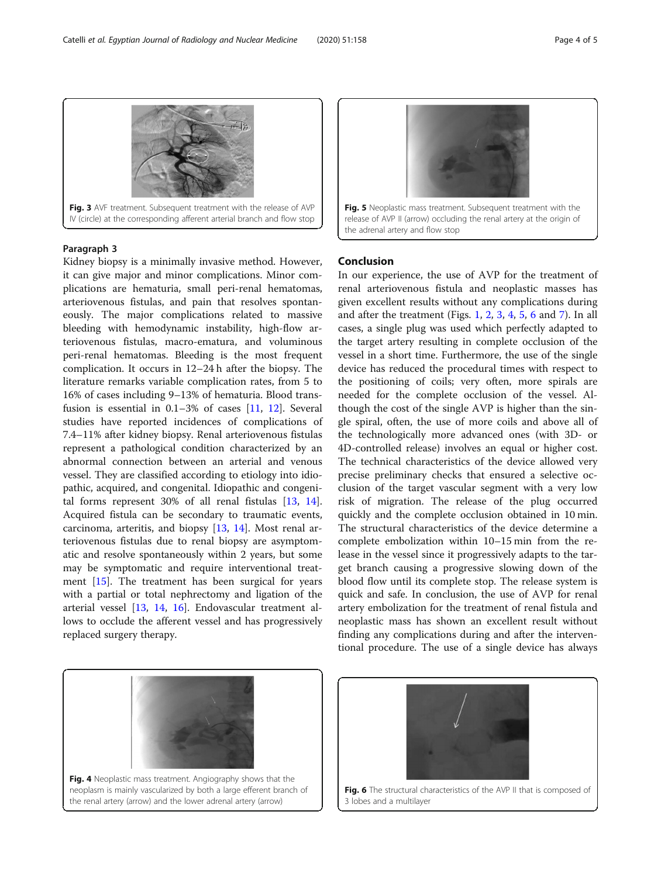Fig. 3 AVF treatment. Subsequent treatment with the release of AVP IV (circle) at the corresponding afferent arterial branch and flow stop

### Paragraph 3

Kidney biopsy is a minimally invasive method. However, it can give major and minor complications. Minor complications are hematuria, small peri-renal hematomas, arteriovenous fistulas, and pain that resolves spontaneously. The major complications related to massive bleeding with hemodynamic instability, high-flow arteriovenous fistulas, macro-ematura, and voluminous peri-renal hematomas. Bleeding is the most frequent complication. It occurs in 12–24 h after the biopsy. The literature remarks variable complication rates, from 5 to 16% of cases including 9–13% of hematuria. Blood transfusion is essential in 0.1–3% of cases [11, 12]. Several studies have reported incidences of complications of 7.4–11% after kidney biopsy. Renal arteriovenous fistulas represent a pathological condition characterized by an abnormal connection between an arterial and venous vessel. They are classified according to etiology into idiopathic, acquired, and congenital. Idiopathic and congenital forms represent 30% of all renal fistulas [13, 14]. Acquired fistula can be secondary to traumatic events, carcinoma, arteritis, and biopsy [13, 14]. Most renal arteriovenous fistulas due to renal biopsy are asymptomatic and resolve spontaneously within 2 years, but some may be symptomatic and require interventional treatment [15]. The treatment has been surgical for years with a partial or total nephrectomy and ligation of the arterial vessel [13, 14, 16]. Endovascular treatment allows to occlude the afferent vessel and has progressively replaced surgery therapy.

Fig. 5 Neoplastic mass treatment. Subsequent treatment with the release of AVP II (arrow) occluding the renal artery at the origin of the adrenal artery and flow stop

## Conclusion

In our experience, the use of AVP for the treatment of renal arteriovenous fistula and neoplastic masses has given excellent results without any complications during and after the treatment (Figs. 1, 2, 3, 4, 5, 6 and 7). In all cases, a single plug was used which perfectly adapted to the target artery resulting in complete occlusion of the vessel in a short time. Furthermore, the use of the single device has reduced the procedural times with respect to the positioning of coils; very often, more spirals are needed for the complete occlusion of the vessel. Although the cost of the single AVP is higher than the single spiral, often, the use of more coils and above all of the technologically more advanced ones (with 3D- or 4D-controlled release) involves an equal or higher cost. The technical characteristics of the device allowed very precise preliminary checks that ensured a selective occlusion of the target vascular segment with a very low risk of migration. The release of the plug occurred quickly and the complete occlusion obtained in 10 min. The structural characteristics of the device determine a complete embolization within 10–15 min from the release in the vessel since it progressively adapts to the target branch causing a progressive slowing down of the blood flow until its complete stop. The release system is quick and safe. In conclusion, the use of AVP for renal artery embolization for the treatment of renal fistula and neoplastic mass has shown an excellent result without finding any complications during and after the interventional procedure. The use of a single device has always

Fig. 4 Neoplastic mass treatment. Angiography shows that the neoplasm is mainly vascularized by both a large efferent branch of the renal artery (arrow) and the lower adrenal artery (arrow)

Fig. 6 The structural characteristics of the AVP II that is composed of 3 lobes and a multilayer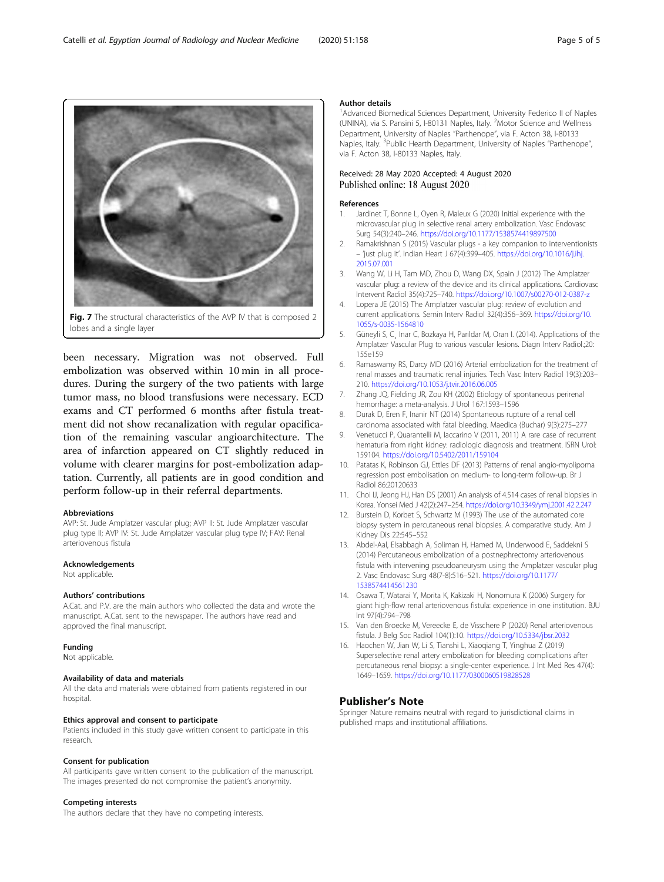**Fig. 7** The structural characteristics of the AVP IV that is composed 2 lobes and a single layer

been necessary. Migration was not observed. Full embolization was observed within 10 min in all procedures. During the surgery of the two patients with large tumor mass, no blood transfusions were necessary. ECD exams and CT performed 6 months after fistula treatment did not show recanalization with regular opacification of the remaining vascular angioarchitecture. The area of infarction appeared on CT slightly reduced in volume with clearer margins for post-embolization adaptation. Currently, all patients are in good condition and perform follow-up in their referral departments.

### Abbreviations

AVP: St. Jude Amplatzer vascular plug; AVP II: St. Jude Amplatzer vascular plug type II; AVP IV: St. Jude Amplatzer vascular plug type IV; FAV: Renal arteriovenous fistula

### Acknowledgements

Not applicable.

### Authors' contributions

A.Cat. and P.V. are the main authors who collected the data and wrote the manuscript. A.Cat. sent to the newspaper. The authors have read and approved the final manuscript.

### Funding

Not applicable.

### Availability of data and materials

All the data and materials were obtained from patients registered in our hospital.

### Ethics approval and consent to participate

Patients included in this study gave written consent to participate in this research.

### Consent for publication

All participants gave written consent to the publication of the manuscript. The images presented do not compromise the patient's anonymity.

### Competing interests

The authors declare that they have no competing interests.

### Author details

[1]Advanced Biomedical Sciences Department, University Federico II of Naples (UNINA), via S. Pansini 5, I-80131 Naples, Italy. [2]Motor Science and Wellness Department, University of Naples "Parthenope", via F. Acton 38, I-80133 Naples, Italy. [3]Public Hearth Department, University of Naples "Parthenope", via F. Acton 38, I-80133 Naples, Italy.

Received: 28 May 2020 Accepted: 4 August 2020
Published online: 18 August 2020

### References

1. Jardinet T, Bonne L, Oyen R, Maleux G (2020) Initial experience with the microvascular plug in selective renal artery embolization. Vasc Endovasc Surg 54(3):240–246. https://doi.org/10.1177/1538574419897500
2. Ramakrishnan S (2015) Vascular plugs - a key companion to interventionists – 'just plug it'. Indian Heart J 67(4):399–405. https://doi.org/10.1016/j.ihj.2015.07.001
3. Wang W, Li H, Tam MD, Zhou D, Wang DX, Spain J (2012) The Amplatzer vascular plug: a review of the device and its clinical applications. Cardiovasc Intervent Radiol 35(4):725–740. https://doi.org/10.1007/s00270-012-0387-z
4. Lopera JE (2015) The Amplatzer vascular plug: review of evolution and current applications. Semin Interv Radiol 32(4):356–369. https://doi.org/10.1055/s-0035-1564810
5. Güneyli S, C, Inar C, Bozkaya H, Parıldar M, Oran I. (2014). Applications of the Amplatzer Vascular Plug to various vascular lesions. Diagn Interv Radiol.;20: 155e159
6. Ramaswamy RS, Darcy MD (2016) Arterial embolization for the treatment of renal masses and traumatic renal injuries. Tech Vasc Interv Radiol 19(3):203–210. https://doi.org/10.1053/j.tvir.2016.06.005
7. Zhang JQ, Fielding JR, Zou KH (2002) Etiology of spontaneous perirenal hemorrhage: a meta-analysis. J Urol 167:1593–1596
8. Durak D, Eren F, Inanir NT (2014) Spontaneous rupture of a renal cell carcinoma associated with fatal bleeding. Maedica (Buchar) 9(3):275–277
9. Venetucci P, Quarantelli M, Iaccarino V (2011, 2011) A rare case of recurrent hematuria from right kidney: radiologic diagnosis and treatment. ISRN Urol: 159104. https://doi.org/10.5402/2011/159104
10. Patatas K, Robinson GJ, Ettles DF (2013) Patterns of renal angio-myolipoma regression post embolisation on medium- to long-term follow-up. Br J Radiol 86:20120633
11. Choi IJ, Jeong HJ, Han DS (2001) An analysis of 4.514 cases of renal biopsies in Korea. Yonsei Med J 42(2):247–254. https://doi.org/10.3349/ymj.2001.42.2.247
12. Burstein D, Korbet S, Schwartz M (1993) The use of the automated core biopsy system in percutaneous renal biopsies. A comparative study. Am J Kidney Dis 22:545–552
13. Abdel-Aal, Elsabbagh A, Soliman H, Hamed M, Underwood E, Saddekni S (2014) Percutaneous embolization of a postnephrectomy arteriovenous fistula with intervening pseudoaneurysm using the Amplatzer vascular plug 2. Vasc Endovasc Surg 48(7-8):516–521. https://doi.org/10.1177/1538574414561230
14. Osawa T, Watarai Y, Morita K, Kakizaki H, Nonomura K (2006) Surgery for giant high-flow renal arteriovenous fistula: experience in one institution. BJU Int 97(4):794–798
15. Van den Broecke M, Vereecke E, de Visschere P (2020) Renal arteriovenous fistula. J Belg Soc Radiol 104(1):10. https://doi.org/10.5334/jbsr.2032
16. Haochen W, Jian W, Li S, Tianshi L, Xiaoqiang T, Yinghua Z (2019) Superselective renal artery embolization for bleeding complications after percutaneous renal biopsy: a single-center experience. J Int Med Res 47(4): 1649–1659. https://doi.org/10.1177/0300060519828528

## Publisher's Note

Springer Nature remains neutral with regard to jurisdictional claims in published maps and institutional affiliations.